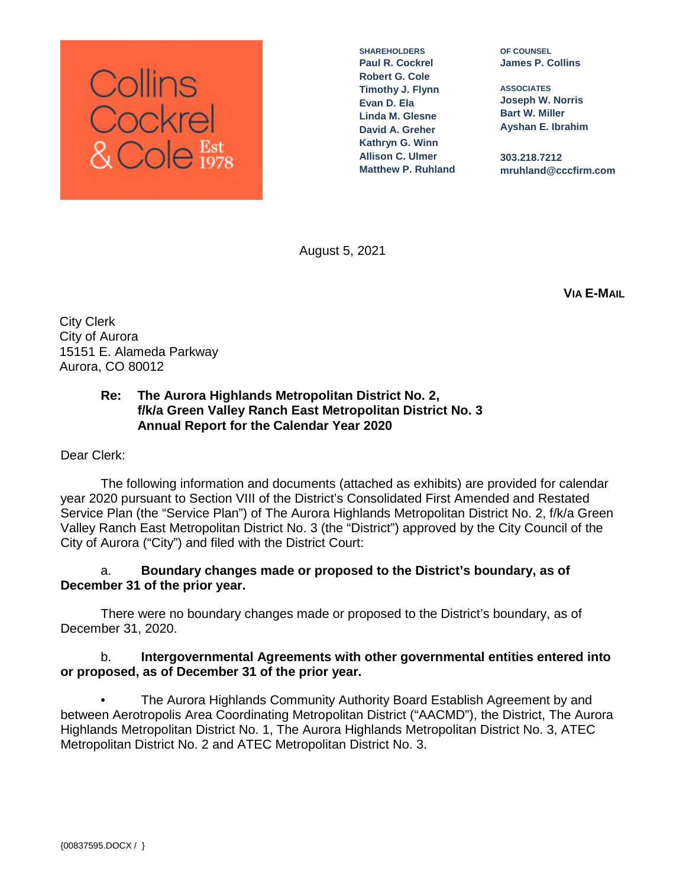Collins Cockrel & Cole Est 1978

**SHAREHOLDERS**
**Paul R. Cockrel**
**Robert G. Cole**
**Timothy J. Flynn**
**Evan D. Ela**
**Linda M. Glesne**
**David A. Greher**
**Kathryn G. Winn**
**Allison C. Ulmer**
**Matthew P. Ruhland**

**OF COUNSEL**
**James P. Collins**

**ASSOCIATES**
**Joseph W. Norris**
**Bart W. Miller**
**Ayshan E. Ibrahim**

**303.218.7212**
**mruhland@cccfirm.com**

August 5, 2021

**VIA E-MAIL**

City Clerk
City of Aurora
15151 E. Alameda Parkway
Aurora, CO 80012

**Re: The Aurora Highlands Metropolitan District No. 2, f/k/a Green Valley Ranch East Metropolitan District No. 3 Annual Report for the Calendar Year 2020**

Dear Clerk:

The following information and documents (attached as exhibits) are provided for calendar year 2020 pursuant to Section VIII of the District's Consolidated First Amended and Restated Service Plan (the "Service Plan") of The Aurora Highlands Metropolitan District No. 2, f/k/a Green Valley Ranch East Metropolitan District No. 3 (the "District") approved by the City Council of the City of Aurora ("City") and filed with the District Court:

a. **Boundary changes made or proposed to the District's boundary, as of December 31 of the prior year.**

There were no boundary changes made or proposed to the District's boundary, as of December 31, 2020.

b. **Intergovernmental Agreements with other governmental entities entered into or proposed, as of December 31 of the prior year.**

- The Aurora Highlands Community Authority Board Establish Agreement by and between Aerotropolis Area Coordinating Metropolitan District ("AACMD"), the District, The Aurora Highlands Metropolitan District No. 1, The Aurora Highlands Metropolitan District No. 3, ATEC Metropolitan District No. 2 and ATEC Metropolitan District No. 3.

{00837595.DOCX / }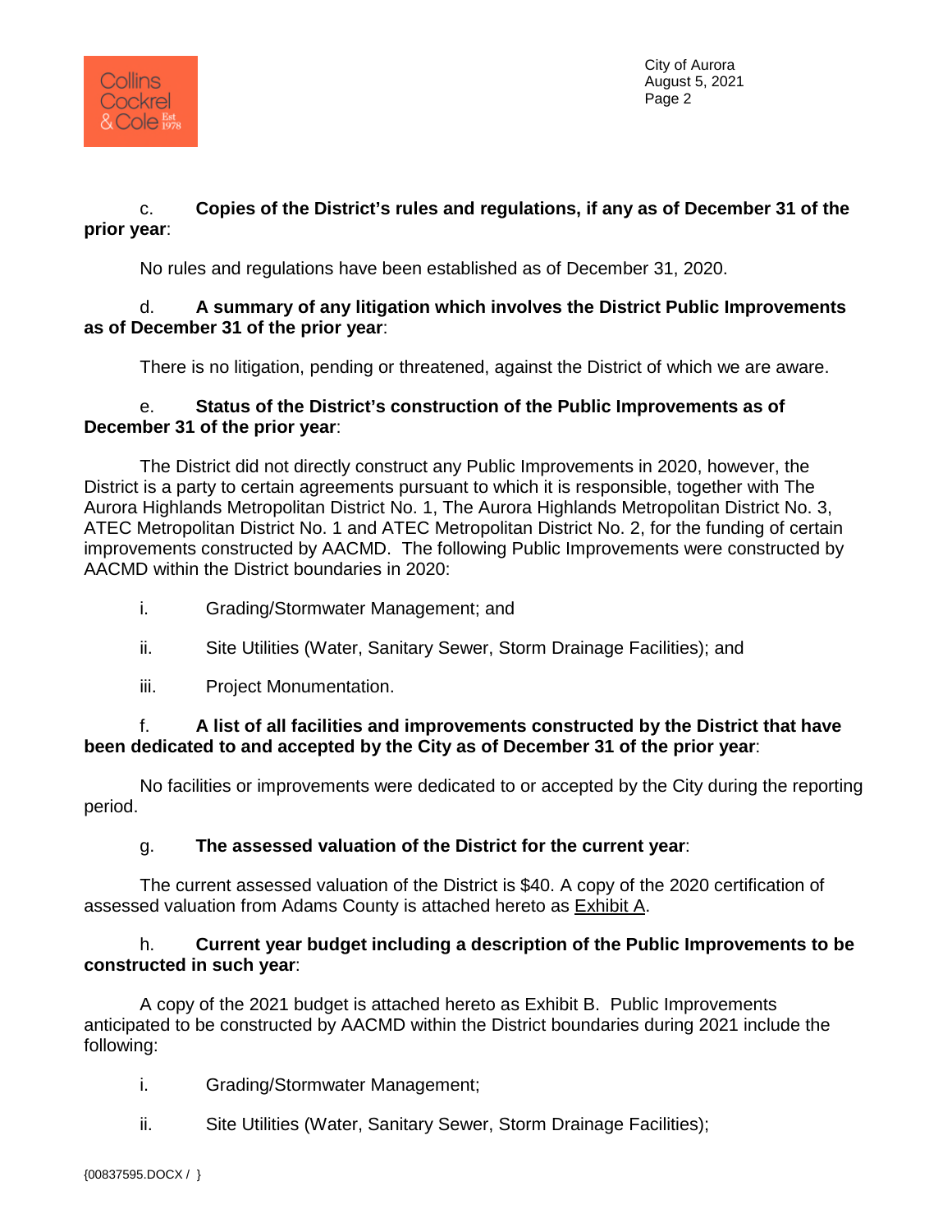c. **Copies of the District's rules and regulations, if any as of December 31 of the prior year**:

No rules and regulations have been established as of December 31, 2020.

d. **A summary of any litigation which involves the District Public Improvements as of December 31 of the prior year**:

There is no litigation, pending or threatened, against the District of which we are aware.

e. **Status of the District's construction of the Public Improvements as of December 31 of the prior year**:

The District did not directly construct any Public Improvements in 2020, however, the District is a party to certain agreements pursuant to which it is responsible, together with The Aurora Highlands Metropolitan District No. 1, The Aurora Highlands Metropolitan District No. 3, ATEC Metropolitan District No. 1 and ATEC Metropolitan District No. 2, for the funding of certain improvements constructed by AACMD. The following Public Improvements were constructed by AACMD within the District boundaries in 2020:

i. Grading/Stormwater Management; and

ii. Site Utilities (Water, Sanitary Sewer, Storm Drainage Facilities); and

iii. Project Monumentation.

f. **A list of all facilities and improvements constructed by the District that have been dedicated to and accepted by the City as of December 31 of the prior year**:

No facilities or improvements were dedicated to or accepted by the City during the reporting period.

g. **The assessed valuation of the District for the current year**:

The current assessed valuation of the District is $40. A copy of the 2020 certification of assessed valuation from Adams County is attached hereto as Exhibit A.

h. **Current year budget including a description of the Public Improvements to be constructed in such year**:

A copy of the 2021 budget is attached hereto as Exhibit B. Public Improvements anticipated to be constructed by AACMD within the District boundaries during 2021 include the following:

i. Grading/Stormwater Management;

ii. Site Utilities (Water, Sanitary Sewer, Storm Drainage Facilities);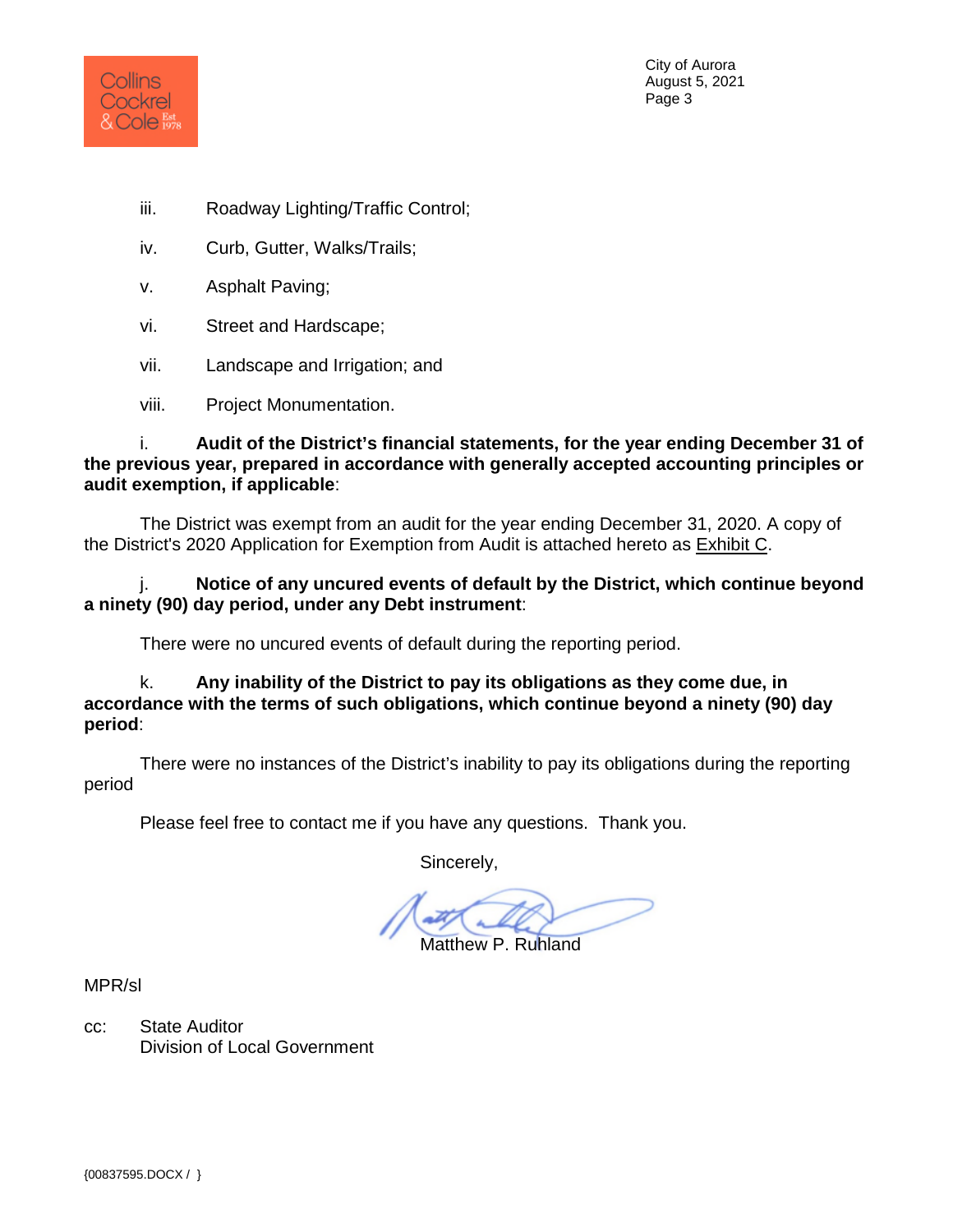iii. Roadway Lighting/Traffic Control;

iv. Curb, Gutter, Walks/Trails;

v. Asphalt Paving;

vi. Street and Hardscape;

vii. Landscape and Irrigation; and

viii. Project Monumentation.

i. **Audit of the District's financial statements, for the year ending December 31 of the previous year, prepared in accordance with generally accepted accounting principles or audit exemption, if applicable**:

The District was exempt from an audit for the year ending December 31, 2020. A copy of the District's 2020 Application for Exemption from Audit is attached hereto as Exhibit C.

j. **Notice of any uncured events of default by the District, which continue beyond a ninety (90) day period, under any Debt instrument**:

There were no uncured events of default during the reporting period.

k. **Any inability of the District to pay its obligations as they come due, in accordance with the terms of such obligations, which continue beyond a ninety (90) day period**:

There were no instances of the District's inability to pay its obligations during the reporting period

Please feel free to contact me if you have any questions. Thank you.

Sincerely,

Matthew P. Ruhland

MPR/sl

cc: State Auditor
Division of Local Government

{00837595.DOCX / }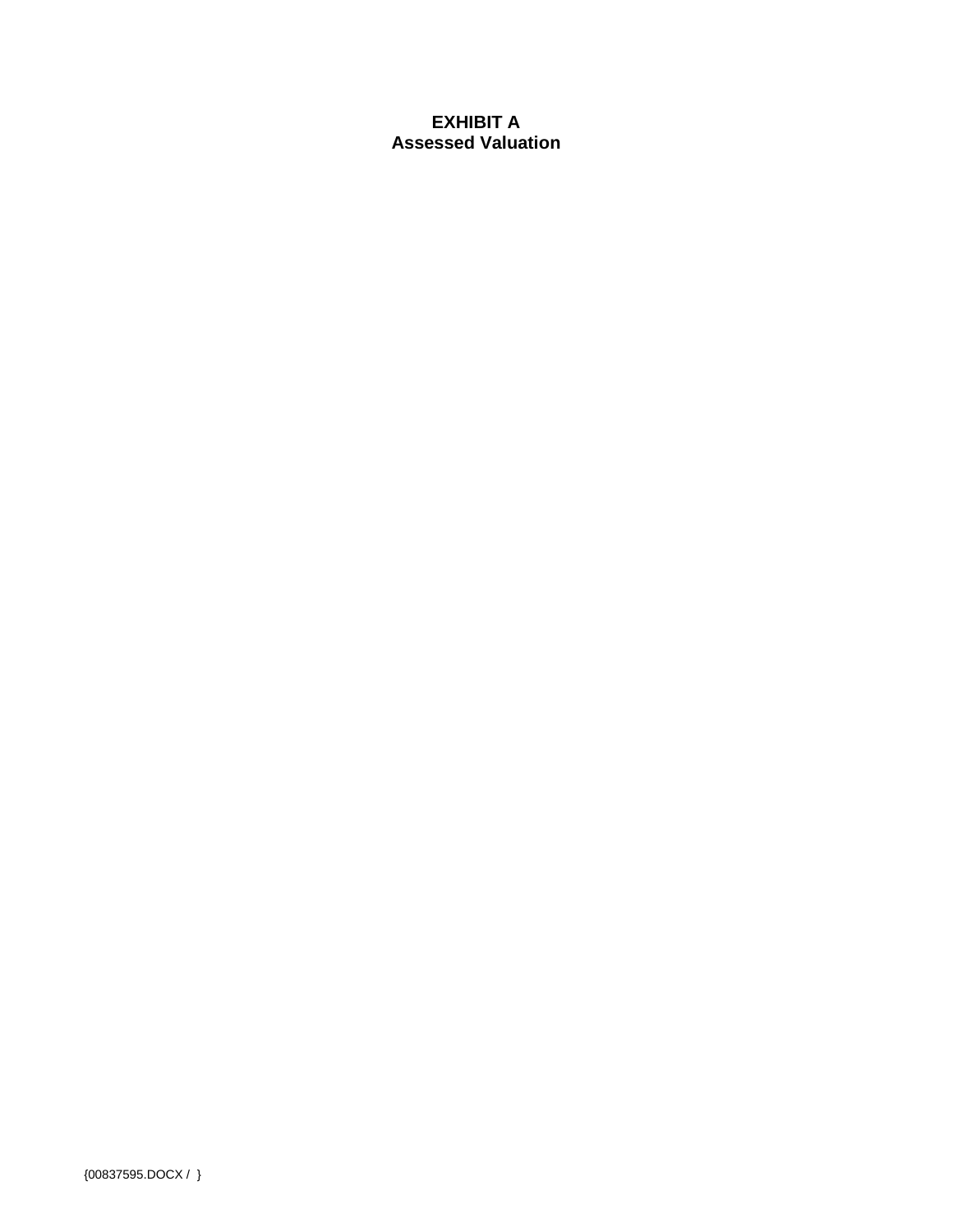**EXHIBIT A**
**Assessed Valuation**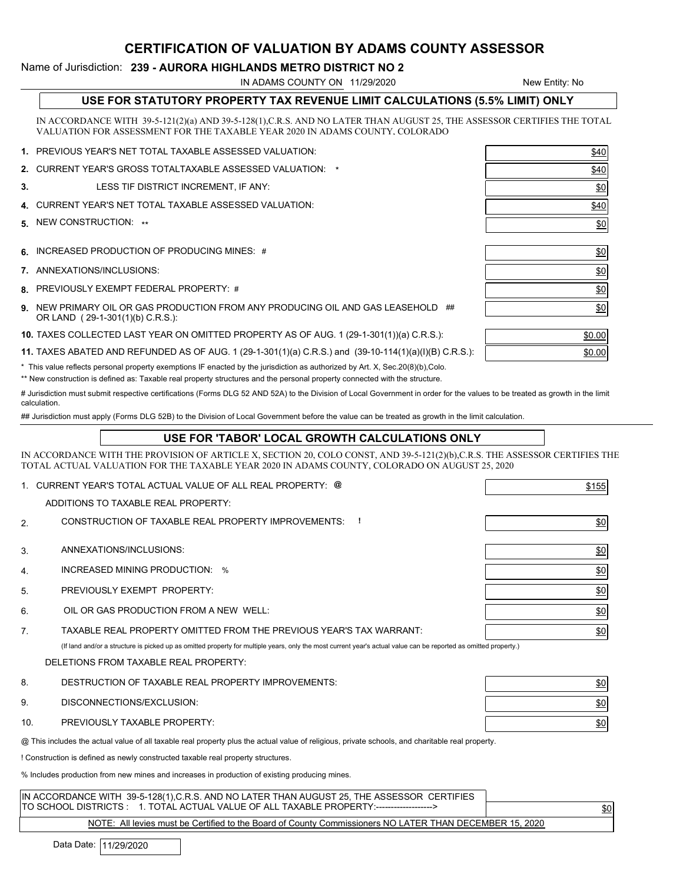## CERTIFICATION OF VALUATION BY ADAMS COUNTY ASSESSOR

Name of Jurisdiction: **239 - AURORA HIGHLANDS METRO DISTRICT NO 2**

IN ADAMS COUNTY ON 11/29/2020

New Entity: No

### USE FOR STATUTORY PROPERTY TAX REVENUE LIMIT CALCULATIONS (5.5% LIMIT) ONLY

IN ACCORDANCE WITH 39-5-121(2)(a) AND 39-5-128(1),C.R.S. AND NO LATER THAN AUGUST 25, THE ASSESSOR CERTIFIES THE TOTAL VALUATION FOR ASSESSMENT FOR THE TAXABLE YEAR 2020 IN ADAMS COUNTY, COLORADO

| | | |
|---|---|---|
| **1.** | PREVIOUS YEAR'S NET TOTAL TAXABLE ASSESSED VALUATION: | $40 |
| **2.** | CURRENT YEAR'S GROSS TOTALTAXABLE ASSESSED VALUATION: * | $40 |
| **3.** | LESS TIF DISTRICT INCREMENT, IF ANY: | $0 |
| **4.** | CURRENT YEAR'S NET TOTAL TAXABLE ASSESSED VALUATION: | $40 |
| **5.** | NEW CONSTRUCTION: ** | $0 |
| **6.** | INCREASED PRODUCTION OF PRODUCING MINES: # | $0 |
| **7.** | ANNEXATIONS/INCLUSIONS: | $0 |
| **8.** | PREVIOUSLY EXEMPT FEDERAL PROPERTY: # | $0 |
| **9.** | NEW PRIMARY OIL OR GAS PRODUCTION FROM ANY PRODUCING OIL AND GAS LEASEHOLD ## OR LAND ( 29-1-301(1)(b) C.R.S.): | $0 |
| **10.** | TAXES COLLECTED LAST YEAR ON OMITTED PROPERTY AS OF AUG. 1 (29-1-301(1))(a) C.R.S.): | $0.00 |
| **11.** | TAXES ABATED AND REFUNDED AS OF AUG. 1 (29-1-301(1)(a) C.R.S.) and (39-10-114(1)(a)(I)(B) C.R.S.): | $0.00 |

\* This value reflects personal property exemptions IF enacted by the jurisdiction as authorized by Art. X, Sec.20(8)(b),Colo.

** New construction is defined as: Taxable real property structures and the personal property connected with the structure.

# Jurisdiction must submit respective certifications (Forms DLG 52 AND 52A) to the Division of Local Government in order for the values to be treated as growth in the limit calculation.

## Jurisdiction must apply (Forms DLG 52B) to the Division of Local Government before the value can be treated as growth in the limit calculation.

### USE FOR 'TABOR' LOCAL GROWTH CALCULATIONS ONLY

IN ACCORDANCE WITH THE PROVISION OF ARTICLE X, SECTION 20, COLO CONST, AND 39-5-121(2)(b),C.R.S. THE ASSESSOR CERTIFIES THE TOTAL ACTUAL VALUATION FOR THE TAXABLE YEAR 2020 IN ADAMS COUNTY, COLORADO ON AUGUST 25, 2020

| | | |
|---|---|---|
| 1. | CURRENT YEAR'S TOTAL ACTUAL VALUE OF ALL REAL PROPERTY: @ | $155 |
| | ADDITIONS TO TAXABLE REAL PROPERTY: | |
| 2. | CONSTRUCTION OF TAXABLE REAL PROPERTY IMPROVEMENTS: ! | $0 |
| 3. | ANNEXATIONS/INCLUSIONS: | $0 |
| 4. | INCREASED MINING PRODUCTION: % | $0 |
| 5. | PREVIOUSLY EXEMPT PROPERTY: | $0 |
| 6. | OIL OR GAS PRODUCTION FROM A NEW WELL: | $0 |
| 7. | TAXABLE REAL PROPERTY OMITTED FROM THE PREVIOUS YEAR'S TAX WARRANT: | $0 |
| | (If land and/or a structure is picked up as omitted property for multiple years, only the most current year's actual value can be reported as omitted property.) | |
| | DELETIONS FROM TAXABLE REAL PROPERTY: | |
| 8. | DESTRUCTION OF TAXABLE REAL PROPERTY IMPROVEMENTS: | $0 |
| 9. | DISCONNECTIONS/EXCLUSION: | $0 |
| 10. | PREVIOUSLY TAXABLE PROPERTY: | $0 |

@ This includes the actual value of all taxable real property plus the actual value of religious, private schools, and charitable real property.

! Construction is defined as newly constructed taxable real property structures.

% Includes production from new mines and increases in production of existing producing mines.

| | |
|---|---|
| IN ACCORDANCE WITH 39-5-128(1),C.R.S. AND NO LATER THAN AUGUST 25, THE ASSESSOR CERTIFIES TO SCHOOL DISTRICTS : 1. TOTAL ACTUAL VALUE OF ALL TAXABLE PROPERTY:-------------------> | $0 |
| NOTE: All levies must be Certified to the Board of County Commissioners NO LATER THAN DECEMBER 15, 2020 | |

Data Date: 11/29/2020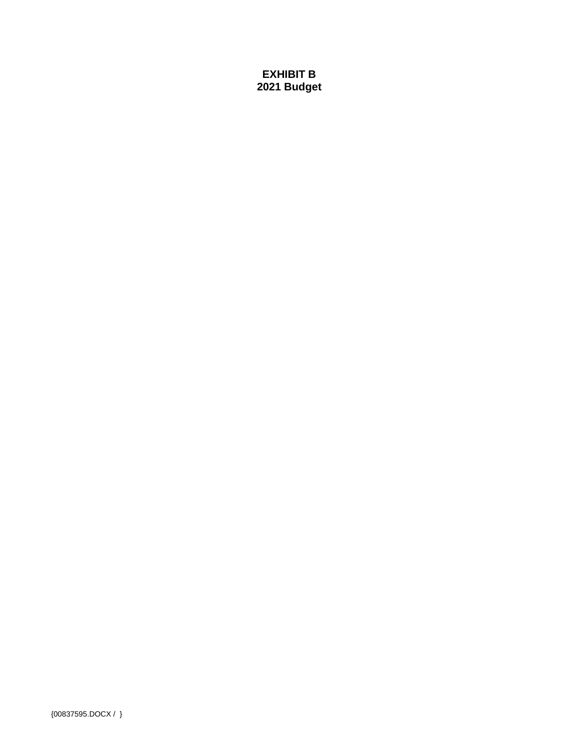**EXHIBIT B**
**2021 Budget**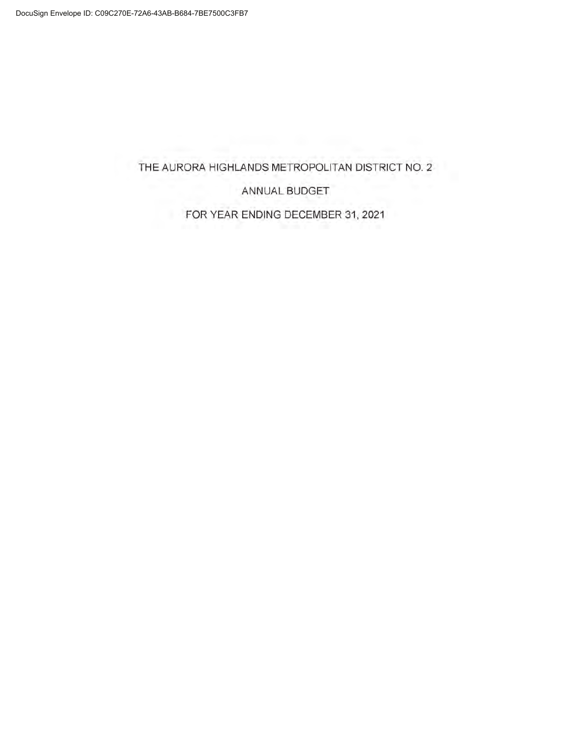# THE AURORA HIGHLANDS METROPOLITAN DISTRICT NO. 2

## ANNUAL BUDGET

## FOR YEAR ENDING DECEMBER 31, 2021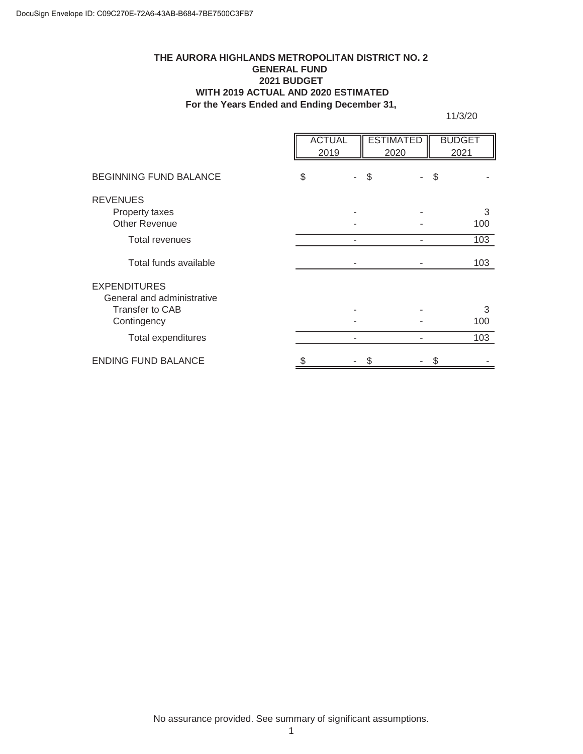DocuSign Envelope ID: C09C270E-72A6-43AB-B684-7BE7500C3FB7

**THE AURORA HIGHLANDS METROPOLITAN DISTRICT NO. 2**
**GENERAL FUND**
**2021 BUDGET**
**WITH 2019 ACTUAL AND 2020 ESTIMATED**
**For the Years Ended and Ending December 31,**

11/3/20

| | ACTUAL 2019 | ESTIMATED 2020 | BUDGET 2021 |
|---|---|---|---|
| BEGINNING FUND BALANCE | $ - | $ - | $ - |
| REVENUES | | | |
| Property taxes | - | - | 3 |
| Other Revenue | - | - | 100 |
| Total revenues | - | - | 103 |
| Total funds available | - | - | 103 |
| EXPENDITURES | | | |
| General and administrative | | | |
| Transfer to CAB | - | - | 3 |
| Contingency | - | - | 100 |
| Total expenditures | - | - | 103 |
| ENDING FUND BALANCE | $ - | $ - | $ - |

No assurance provided. See summary of significant assumptions.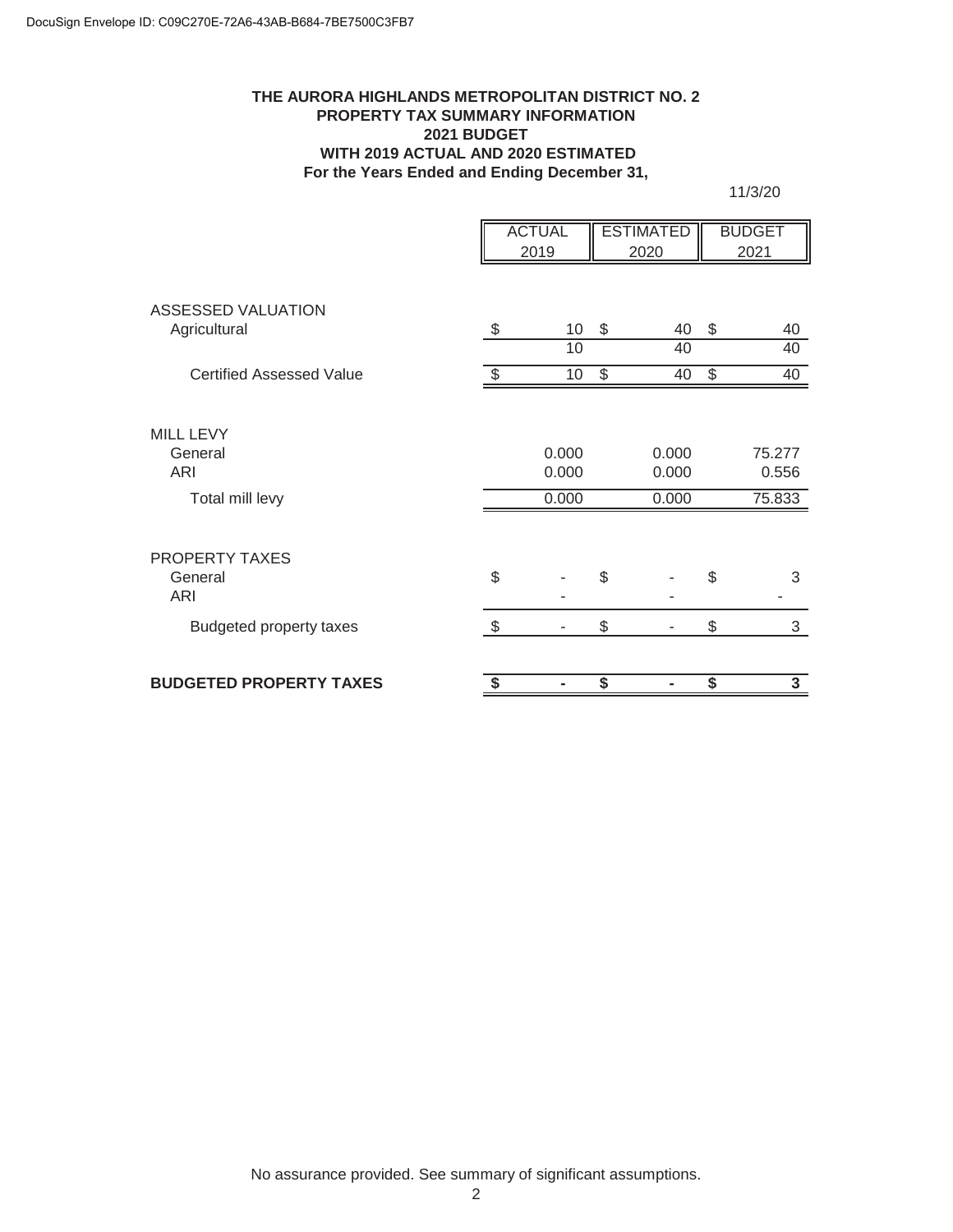DocuSign Envelope ID: C09C270E-72A6-43AB-B684-7BE7500C3FB7

**THE AURORA HIGHLANDS METROPOLITAN DISTRICT NO. 2**
**PROPERTY TAX SUMMARY INFORMATION**
**2021 BUDGET**
**WITH 2019 ACTUAL AND 2020 ESTIMATED**
**For the Years Ended and Ending December 31,**

11/3/20

| | ACTUAL 2019 | ESTIMATED 2020 | BUDGET 2021 |
|---|---|---|---|
| ASSESSED VALUATION | | | |
| Agricultural | $ 10 | $ 40 | $ 40 |
| | 10 | 40 | 40 |
| Certified Assessed Value | $ 10 | $ 40 | $ 40 |
| | | | |
| MILL LEVY | | | |
| General | 0.000 | 0.000 | 75.277 |
| ARI | 0.000 | 0.000 | 0.556 |
| Total mill levy | 0.000 | 0.000 | 75.833 |
| | | | |
| PROPERTY TAXES | | | |
| General | $ - | $ - | $ 3 |
| ARI | - | - | - |
| Budgeted property taxes | $ - | $ - | $ 3 |
| | | | |
| **BUDGETED PROPERTY TAXES** | **$ -** | **$ -** | **$ 3** |

No assurance provided. See summary of significant assumptions.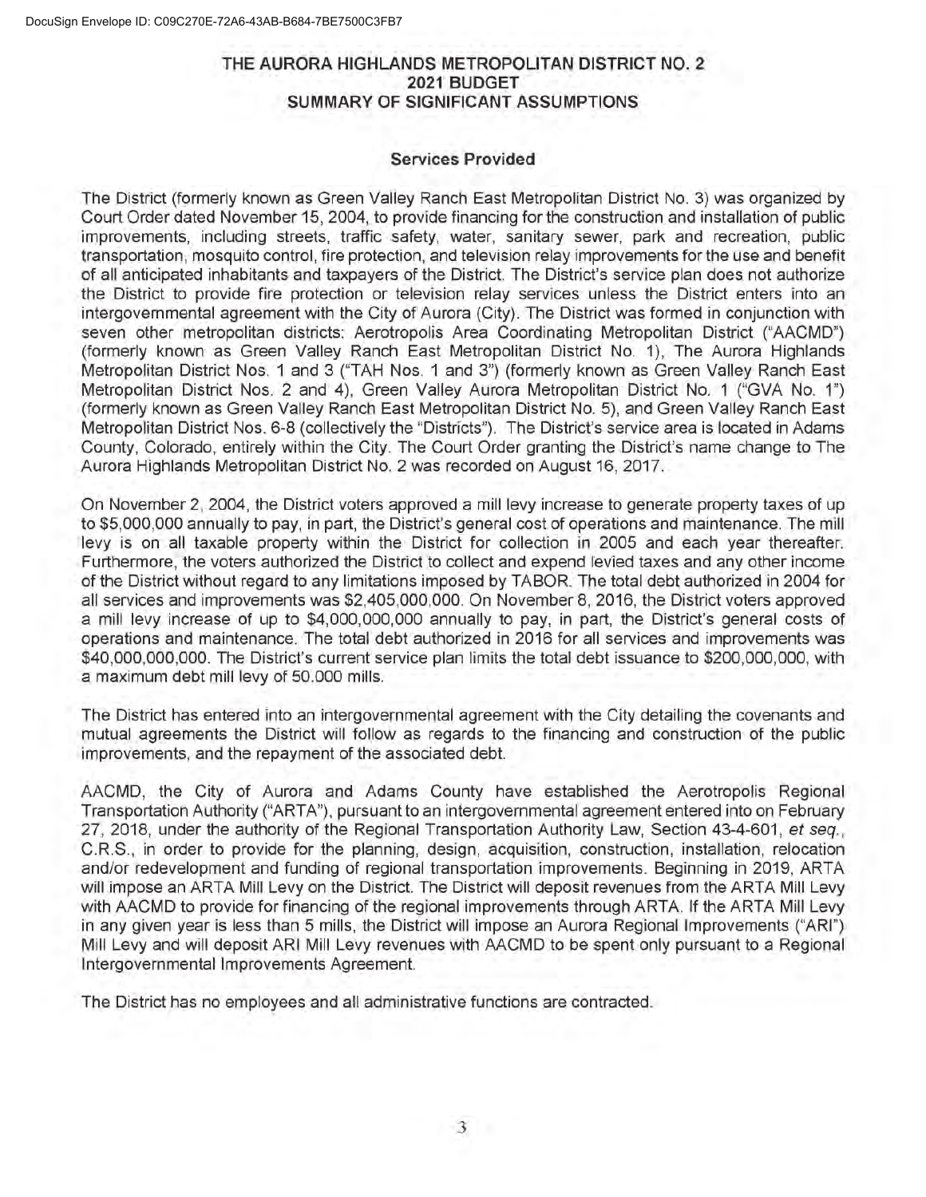# THE AURORA HIGHLANDS METROPOLITAN DISTRICT NO. 2
## 2021 BUDGET
## SUMMARY OF SIGNIFICANT ASSUMPTIONS

### Services Provided

The District (formerly known as Green Valley Ranch East Metropolitan District No. 3) was organized by Court Order dated November 15, 2004, to provide financing for the construction and installation of public improvements, including streets, traffic safety, water, sanitary sewer, park and recreation, public transportation, mosquito control, fire protection, and television relay improvements for the use and benefit of all anticipated inhabitants and taxpayers of the District. The District's service plan does not authorize the District to provide fire protection or television relay services unless the District enters into an intergovernmental agreement with the City of Aurora (City). The District was formed in conjunction with seven other metropolitan districts: Aerotropolis Area Coordinating Metropolitan District ("AACMD") (formerly known as Green Valley Ranch East Metropolitan District No. 1), The Aurora Highlands Metropolitan District Nos. 1 and 3 ("TAH Nos. 1 and 3") (formerly known as Green Valley Ranch East Metropolitan District Nos. 2 and 4), Green Valley Aurora Metropolitan District No. 1 ("GVA No. 1") (formerly known as Green Valley Ranch East Metropolitan District No. 5), and Green Valley Ranch East Metropolitan District Nos. 6-8 (collectively the "Districts"). The District's service area is located in Adams County, Colorado, entirely within the City. The Court Order granting the District's name change to The Aurora Highlands Metropolitan District No. 2 was recorded on August 16, 2017.

On November 2, 2004, the District voters approved a mill levy increase to generate property taxes of up to $5,000,000 annually to pay, in part, the District's general cost of operations and maintenance. The mill levy is on all taxable property within the District for collection in 2005 and each year thereafter. Furthermore, the voters authorized the District to collect and expend levied taxes and any other income of the District without regard to any limitations imposed by TABOR. The total debt authorized in 2004 for all services and improvements was $2,405,000,000. On November 8, 2016, the District voters approved a mill levy increase of up to $4,000,000,000 annually to pay, in part, the District's general costs of operations and maintenance. The total debt authorized in 2016 for all services and improvements was $40,000,000,000. The District's current service plan limits the total debt issuance to $200,000,000, with a maximum debt mill levy of 50.000 mills.

The District has entered into an intergovernmental agreement with the City detailing the covenants and mutual agreements the District will follow as regards to the financing and construction of the public improvements, and the repayment of the associated debt.

AACMD, the City of Aurora and Adams County have established the Aerotropolis Regional Transportation Authority ("ARTA"), pursuant to an intergovernmental agreement entered into on February 27, 2018, under the authority of the Regional Transportation Authority Law, Section 43-4-601, *et seq.*, C.R.S., in order to provide for the planning, design, acquisition, construction, installation, relocation and/or redevelopment and funding of regional transportation improvements. Beginning in 2019, ARTA will impose an ARTA Mill Levy on the District. The District will deposit revenues from the ARTA Mill Levy with AACMD to provide for financing of the regional improvements through ARTA. If the ARTA Mill Levy in any given year is less than 5 mills, the District will impose an Aurora Regional Improvements ("ARI") Mill Levy and will deposit ARI Mill Levy revenues with AACMD to be spent only pursuant to a Regional Intergovernmental Improvements Agreement.

The District has no employees and all administrative functions are contracted.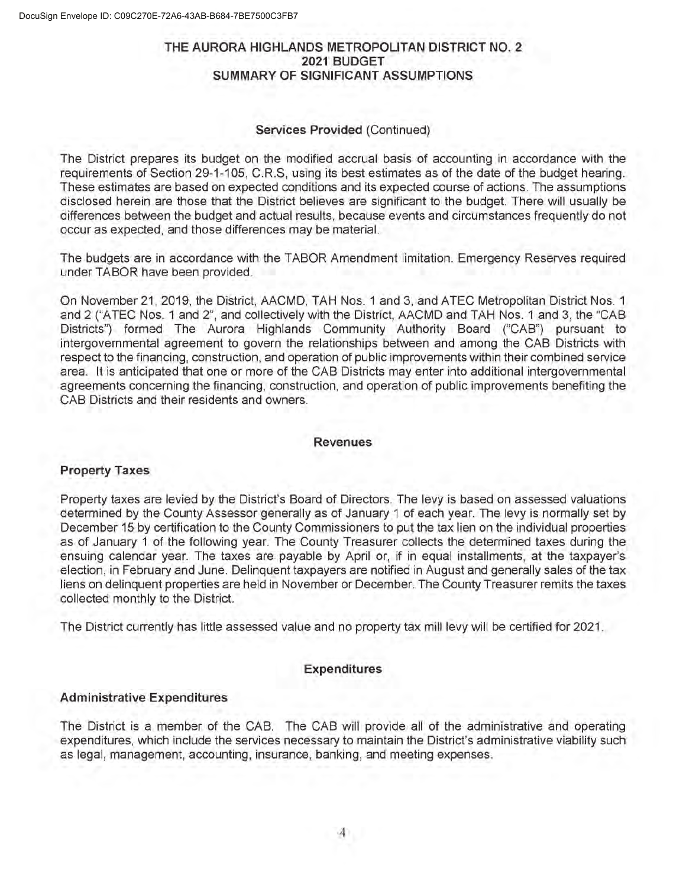# THE AURORA HIGHLANDS METROPOLITAN DISTRICT NO. 2
## 2021 BUDGET
## SUMMARY OF SIGNIFICANT ASSUMPTIONS

### Services Provided (Continued)

The District prepares its budget on the modified accrual basis of accounting in accordance with the requirements of Section 29-1-105, C.R.S, using its best estimates as of the date of the budget hearing. These estimates are based on expected conditions and its expected course of actions. The assumptions disclosed herein are those that the District believes are significant to the budget. There will usually be differences between the budget and actual results, because events and circumstances frequently do not occur as expected, and those differences may be material.

The budgets are in accordance with the TABOR Amendment limitation. Emergency Reserves required under TABOR have been provided.

On November 21, 2019, the District, AACMD, TAH Nos. 1 and 3, and ATEC Metropolitan District Nos. 1 and 2 ("ATEC Nos. 1 and 2", and collectively with the District, AACMD and TAH Nos. 1 and 3, the "CAB Districts") formed The Aurora Highlands Community Authority Board ("CAB") pursuant to intergovernmental agreement to govern the relationships between and among the CAB Districts with respect to the financing, construction, and operation of public improvements within their combined service area. It is anticipated that one or more of the CAB Districts may enter into additional intergovernmental agreements concerning the financing, construction, and operation of public improvements benefiting the CAB Districts and their residents and owners.

### Revenues

#### Property Taxes

Property taxes are levied by the District's Board of Directors. The levy is based on assessed valuations determined by the County Assessor generally as of January 1 of each year. The levy is normally set by December 15 by certification to the County Commissioners to put the tax lien on the individual properties as of January 1 of the following year. The County Treasurer collects the determined taxes during the ensuing calendar year. The taxes are payable by April or, if in equal installments, at the taxpayer's election, in February and June. Delinquent taxpayers are notified in August and generally sales of the tax liens on delinquent properties are held in November or December. The County Treasurer remits the taxes collected monthly to the District.

The District currently has little assessed value and no property tax mill levy will be certified for 2021.

### Expenditures

#### Administrative Expenditures

The District is a member of the CAB. The CAB will provide all of the administrative and operating expenditures, which include the services necessary to maintain the District's administrative viability such as legal, management, accounting, insurance, banking, and meeting expenses.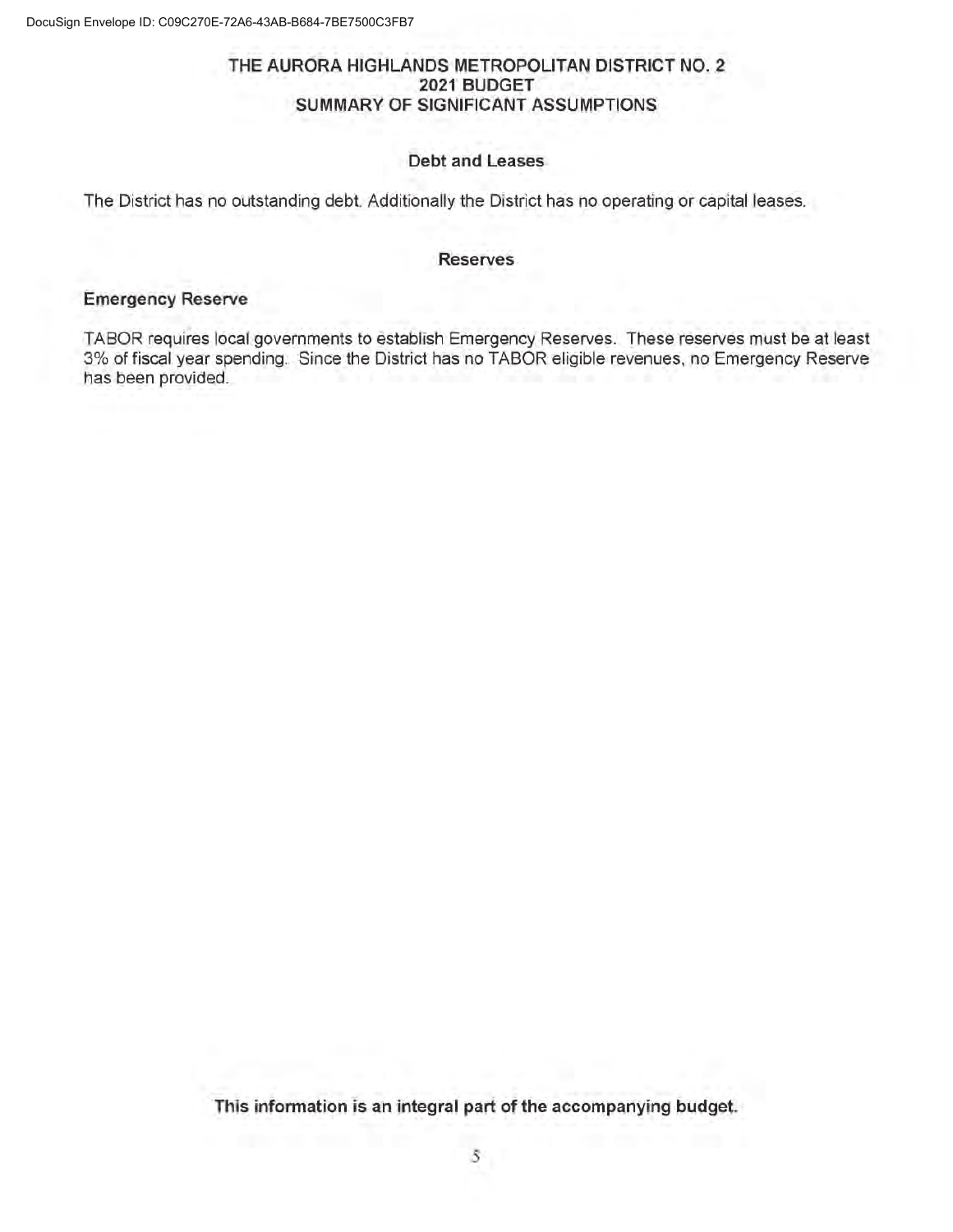# THE AURORA HIGHLANDS METROPOLITAN DISTRICT NO. 2
## 2021 BUDGET
## SUMMARY OF SIGNIFICANT ASSUMPTIONS

### Debt and Leases

The District has no outstanding debt. Additionally the District has no operating or capital leases.

### Reserves

#### Emergency Reserve

TABOR requires local governments to establish Emergency Reserves. These reserves must be at least 3% of fiscal year spending. Since the District has no TABOR eligible revenues, no Emergency Reserve has been provided.

**This information is an integral part of the accompanying budget.**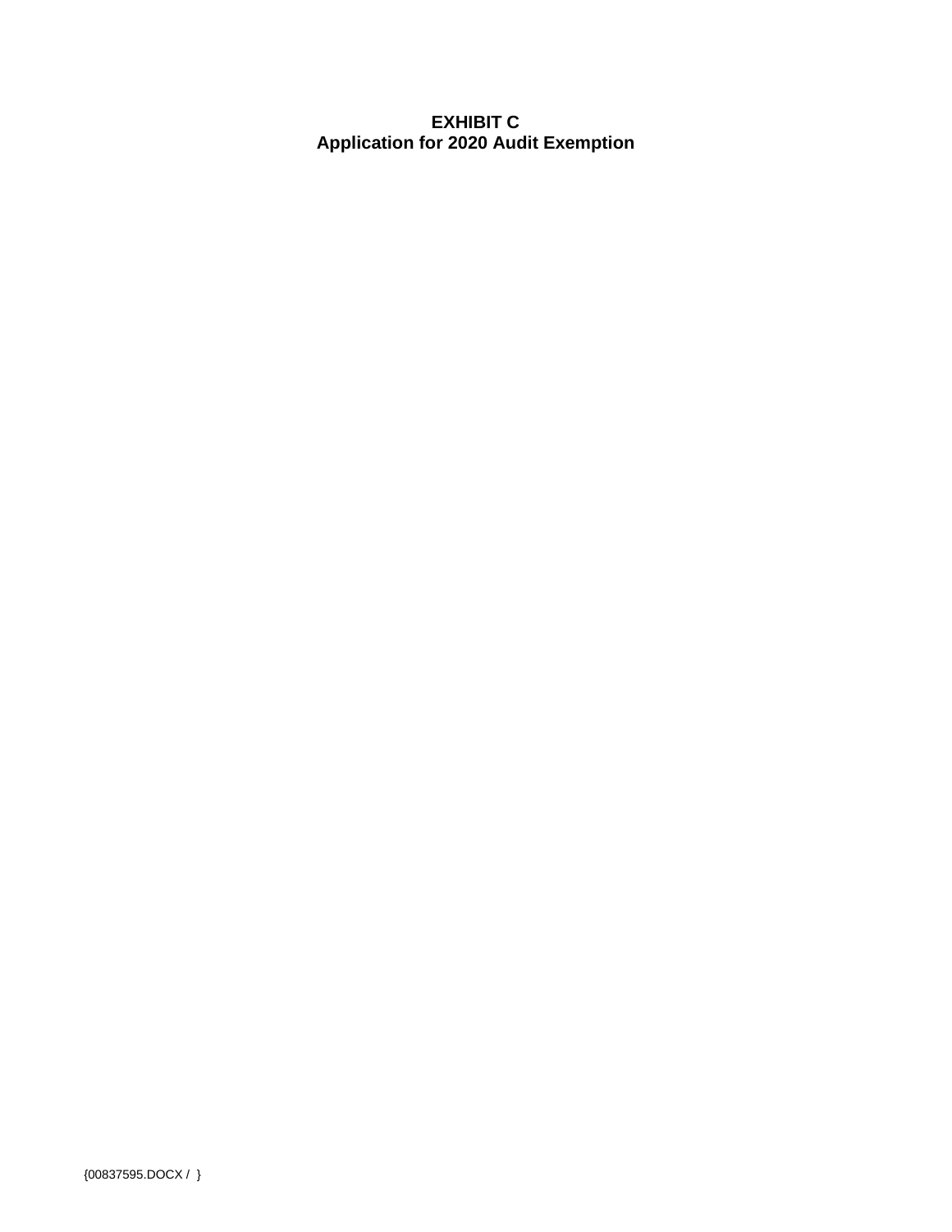**EXHIBIT C**
**Application for 2020 Audit Exemption**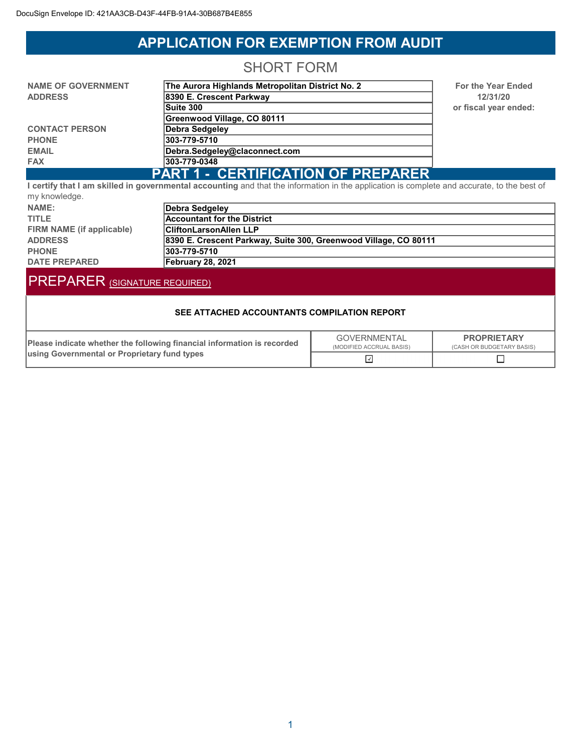DocuSign Envelope ID: 421AA3CB-D43F-44FB-91A4-30B687B4E855

# APPLICATION FOR EXEMPTION FROM AUDIT

## SHORT FORM

| | | |
|---|---|---|
| **NAME OF GOVERNMENT** | **The Aurora Highlands Metropolitan District No. 2** | **For the Year Ended** |
| **ADDRESS** | **8390 E. Crescent Parkway** | **12/31/20** |
| | **Suite 300** | **or fiscal year ended:** |
| | **Greenwood Village, CO 80111** | |
| **CONTACT PERSON** | **Debra Sedgeley** | |
| **PHONE** | **303-779-5710** | |
| **EMAIL** | **Debra.Sedgeley@claconnect.com** | |
| **FAX** | **303-779-0348** | |

## PART 1 - CERTIFICATION OF PREPARER

**I certify that I am skilled in governmental accounting** and that the information in the application is complete and accurate, to the best of my knowledge.

| | |
|---|---|
| **NAME:** | **Debra Sedgeley** |
| **TITLE** | **Accountant for the District** |
| **FIRM NAME (if applicable)** | **CliftonLarsonAllen LLP** |
| **ADDRESS** | **8390 E. Crescent Parkway, Suite 300, Greenwood Village, CO 80111** |
| **PHONE** | **303-779-5710** |
| **DATE PREPARED** | **February 28, 2021** |

## PREPARER (SIGNATURE REQUIRED)

**SEE ATTACHED ACCOUNTANTS COMPILATION REPORT**

| | GOVERNMENTAL (MODIFIED ACCRUAL BASIS) | PROPRIETARY (CASH OR BUDGETARY BASIS) |
|---|---|---|
| **Please indicate whether the following financial information is recorded using Governmental or Proprietary fund types** | ☑ | ☐ |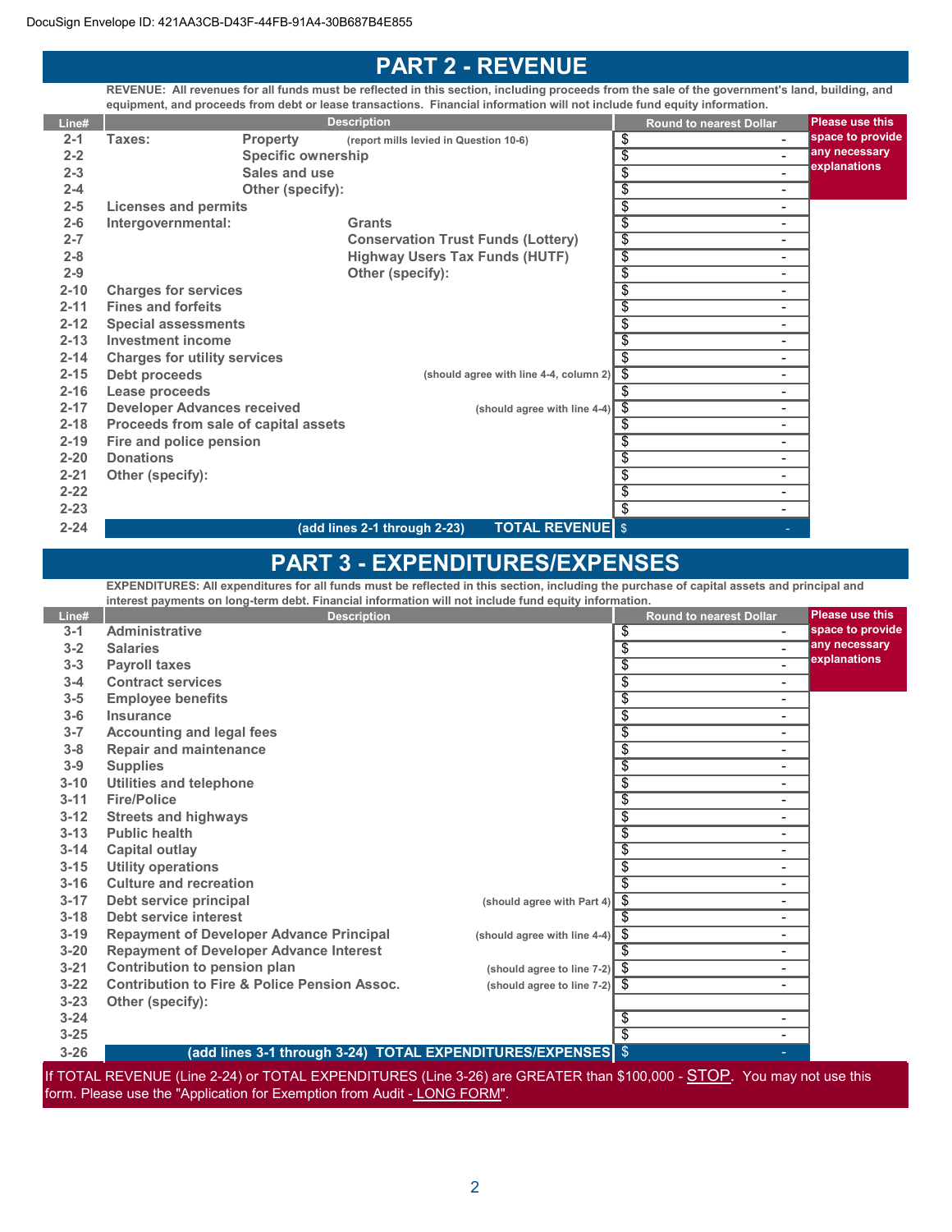DocuSign Envelope ID: 421AA3CB-D43F-44FB-91A4-30B687B4E855

# PART 2 - REVENUE

**REVENUE: All revenues for all funds must be reflected in this section, including proceeds from the sale of the government's land, building, and equipment, and proceeds from debt or lease transactions. Financial information will not include fund equity information.**

| Line# | Description | | | Round to nearest Dollar | Please use this space to provide any necessary explanations |
|---|---|---|---|---|---|
| 2-1 | Taxes: | Property | (report mills levied in Question 10-6) | $ - | |
| 2-2 | | Specific ownership | | $ - | |
| 2-3 | | Sales and use | | $ - | |
| 2-4 | | Other (specify): | | $ - | |
| 2-5 | Licenses and permits | | | $ - | |
| 2-6 | Intergovernmental: | | Grants | $ - | |
| 2-7 | | | Conservation Trust Funds (Lottery) | $ - | |
| 2-8 | | | Highway Users Tax Funds (HUTF) | $ - | |
| 2-9 | | | Other (specify): | $ - | |
| 2-10 | Charges for services | | | $ - | |
| 2-11 | Fines and forfeits | | | $ - | |
| 2-12 | Special assessments | | | $ - | |
| 2-13 | Investment income | | | $ - | |
| 2-14 | Charges for utility services | | | $ - | |
| 2-15 | Debt proceeds | | (should agree with line 4-4, column 2) | $ - | |
| 2-16 | Lease proceeds | | | $ - | |
| 2-17 | Developer Advances received | | (should agree with line 4-4) | $ - | |
| 2-18 | Proceeds from sale of capital assets | | | $ - | |
| 2-19 | Fire and police pension | | | $ - | |
| 2-20 | Donations | | | $ - | |
| 2-21 | Other (specify): | | | $ - | |
| 2-22 | | | | $ - | |
| 2-23 | | | | $ - | |
| 2-24 | (add lines 2-1 through 2-23) | | **TOTAL REVENUE** | $ - | |

# PART 3 - EXPENDITURES/EXPENSES

**EXPENDITURES: All expenditures for all funds must be reflected in this section, including the purchase of capital assets and principal and interest payments on long-term debt. Financial information will not include fund equity information.**

| Line# | Description | | Round to nearest Dollar | Please use this space to provide any necessary explanations |
|---|---|---|---|---|
| 3-1 | Administrative | | $ - | |
| 3-2 | Salaries | | $ - | |
| 3-3 | Payroll taxes | | $ - | |
| 3-4 | Contract services | | $ - | |
| 3-5 | Employee benefits | | $ - | |
| 3-6 | Insurance | | $ - | |
| 3-7 | Accounting and legal fees | | $ - | |
| 3-8 | Repair and maintenance | | $ - | |
| 3-9 | Supplies | | $ - | |
| 3-10 | Utilities and telephone | | $ - | |
| 3-11 | Fire/Police | | $ - | |
| 3-12 | Streets and highways | | $ - | |
| 3-13 | Public health | | $ - | |
| 3-14 | Capital outlay | | $ - | |
| 3-15 | Utility operations | | $ - | |
| 3-16 | Culture and recreation | | $ - | |
| 3-17 | Debt service principal | (should agree with Part 4) | $ - | |
| 3-18 | Debt service interest | | $ - | |
| 3-19 | Repayment of Developer Advance Principal | (should agree with line 4-4) | $ - | |
| 3-20 | Repayment of Developer Advance Interest | | $ - | |
| 3-21 | Contribution to pension plan | (should agree to line 7-2) | $ - | |
| 3-22 | Contribution to Fire & Police Pension Assoc. | (should agree to line 7-2) | $ - | |
| 3-23 | Other (specify): | | | |
| 3-24 | | | $ - | |
| 3-25 | | | $ - | |
| 3-26 | (add lines 3-1 through 3-24) **TOTAL EXPENDITURES/EXPENSES** | | $ - | |

If TOTAL REVENUE (Line 2-24) or TOTAL EXPENDITURES (Line 3-26) are GREATER than $100,000 - STOP. You may not use this form. Please use the "Application for Exemption from Audit - LONG FORM".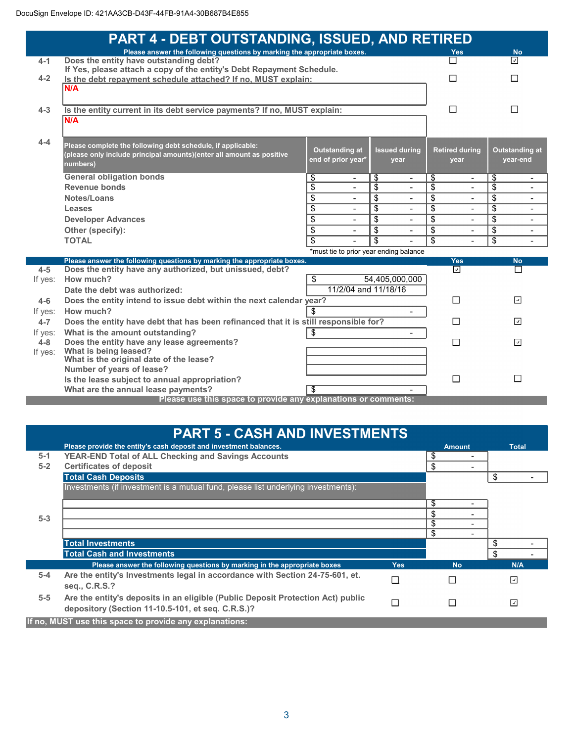DocuSign Envelope ID: 421AA3CB-D43F-44FB-91A4-30B687B4E855

# PART 4 - DEBT OUTSTANDING, ISSUED, AND RETIRED

| | Please answer the following questions by marking the appropriate boxes. | Yes | No |
|---|---|---|---|
| 4-1 | Does the entity have outstanding debt? If Yes, please attach a copy of the entity's Debt Repayment Schedule. | ☐ | ☑ |
| 4-2 | Is the debt repayment schedule attached? If no, MUST explain: | ☐ | ☐ |
| | N/A | | |
| 4-3 | Is the entity current in its debt service payments? If no, MUST explain: | ☐ | ☐ |
| | N/A | | |

**4-4** Please complete the following debt schedule, if applicable: (please only include principal amounts)(enter all amount as positive numbers)

| | Outstanding at end of prior year* | Issued during year | Retired during year | Outstanding at year-end |
|---|---|---|---|---|
| General obligation bonds | $ - | $ - | $ - | $ - |
| Revenue bonds | $ - | $ - | $ - | $ - |
| Notes/Loans | $ - | $ - | $ - | $ - |
| Leases | $ - | $ - | $ - | $ - |
| Developer Advances | $ - | $ - | $ - | $ - |
| Other (specify): | $ - | $ - | $ - | $ - |
| TOTAL | $ - | $ - | $ - | $ - |

*must tie to prior year ending balance

| | Please answer the following questions by marking the appropriate boxes. | | Yes | No |
|---|---|---|---|---|
| 4-5 | Does the entity have any authorized, but unissued, debt? | | ☑ | ☐ |
| If yes: | How much? | $ 54,405,000,000 | | |
| | Date the debt was authorized: | 11/2/04 and 11/18/16 | | |
| 4-6 | Does the entity intend to issue debt within the next calendar year? | | ☐ | ☑ |
| If yes: | How much? | $ - | | |
| 4-7 | Does the entity have debt that has been refinanced that it is still responsible for? | | ☐ | ☑ |
| If yes: | What is the amount outstanding? | $ - | | |
| 4-8 | Does the entity have any lease agreements? | | ☐ | ☑ |
| If yes: | What is being leased? | | | |
| | What is the original date of the lease? | | | |
| | Number of years of lease? | | | |
| | Is the lease subject to annual appropriation? | | ☐ | ☐ |
| | What are the annual lease payments? | $ - | | |

Please use this space to provide any explanations or comments:

# PART 5 - CASH AND INVESTMENTS

| | Please provide the entity's cash deposit and investment balances. | Amount | Total |
|---|---|---|---|
| 5-1 | YEAR-END Total of ALL Checking and Savings Accounts | $ - | |
| 5-2 | Certificates of deposit | $ - | |
| | **Total Cash Deposits** | | $ - |
| | Investments (if investment is a mutual fund, please list underlying investments): | | |
| 5-3 | | $ - | |
| | | $ - | |
| | | $ - | |
| | | $ - | |
| | **Total Investments** | | $ - |
| | **Total Cash and Investments** | | $ - |

| | Please answer the following questions by marking in the appropriate boxes | Yes | No | N/A |
|---|---|---|---|---|
| 5-4 | Are the entity's Investments legal in accordance with Section 24-75-601, et. seq., C.R.S.? | ☐ | ☐ | ☑ |
| 5-5 | Are the entity's deposits in an eligible (Public Deposit Protection Act) public depository (Section 11-10.5-101, et seq. C.R.S.)? | ☐ | ☐ | ☑ |

If no, MUST use this space to provide any explanations: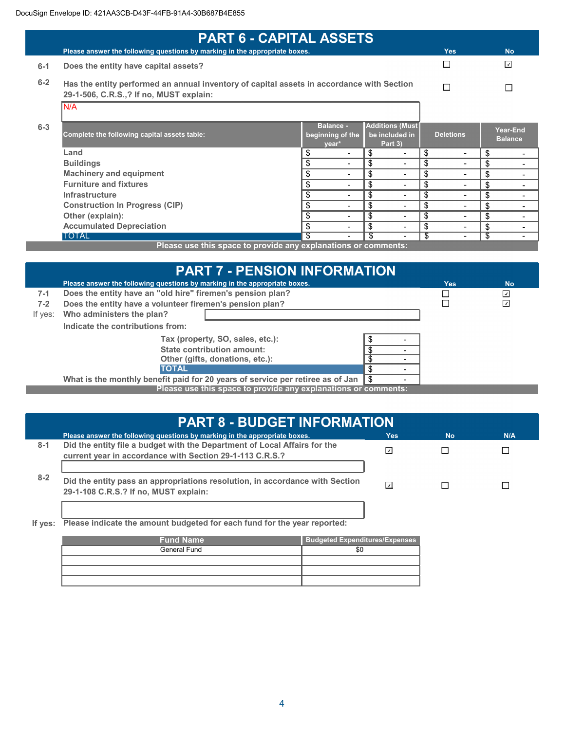DocuSign Envelope ID: 421AA3CB-D43F-44FB-91A4-30B687B4E855

# PART 6 - CAPITAL ASSETS

Please answer the following questions by marking in the appropriate boxes.

| | | Yes | No |
|---|---|---|---|
| 6-1 | Does the entity have capital assets? | ☐ | ☑ |
| 6-2 | Has the entity performed an annual inventory of capital assets in accordance with Section 29-1-506, C.R.S.,? If no, MUST explain: | ☐ | ☐ |

N/A

6-3

| Complete the following capital assets table: | Balance - beginning of the year* | Additions (Must be included in Part 3) | Deletions | Year-End Balance |
|---|---|---|---|---|
| Land | $ - | $ - | $ - | $ - |
| Buildings | $ - | $ - | $ - | $ - |
| Machinery and equipment | $ - | $ - | $ - | $ - |
| Furniture and fixtures | $ - | $ - | $ - | $ - |
| Infrastructure | $ - | $ - | $ - | $ - |
| Construction In Progress (CIP) | $ - | $ - | $ - | $ - |
| Other (explain): | $ - | $ - | $ - | $ - |
| Accumulated Depreciation | $ - | $ - | $ - | $ - |
| TOTAL | $ - | $ - | $ - | $ - |

Please use this space to provide any explanations or comments:

# PART 7 - PENSION INFORMATION

Please answer the following questions by marking in the appropriate boxes.

| | | Yes | No |
|---|---|---|---|
| 7-1 | Does the entity have an "old hire" firemen's pension plan? | ☐ | ☑ |
| 7-2 | Does the entity have a volunteer firemen's pension plan? | ☐ | ☑ |

If yes: Who administers the plan?

Indicate the contributions from:

| | |
|---|---|
| Tax (property, SO, sales, etc.): | $ - |
| State contribution amount: | $ - |
| Other (gifts, donations, etc.): | $ - |
| TOTAL | $ - |

What is the monthly benefit paid for 20 years of service per retiree as of Jan: $ -

Please use this space to provide any explanations or comments:

# PART 8 - BUDGET INFORMATION

Please answer the following questions by marking in the appropriate boxes.

| | | Yes | No | N/A |
|---|---|---|---|---|
| 8-1 | Did the entity file a budget with the Department of Local Affairs for the current year in accordance with Section 29-1-113 C.R.S.? | ☑ | ☐ | ☐ |
| 8-2 | Did the entity pass an appropriations resolution, in accordance with Section 29-1-108 C.R.S.? If no, MUST explain: | ☑ | ☐ | ☐ |

If yes: Please indicate the amount budgeted for each fund for the year reported:

| Fund Name | Budgeted Expenditures/Expenses |
|---|---|
| General Fund | $0 |
| | |
| | |
| | |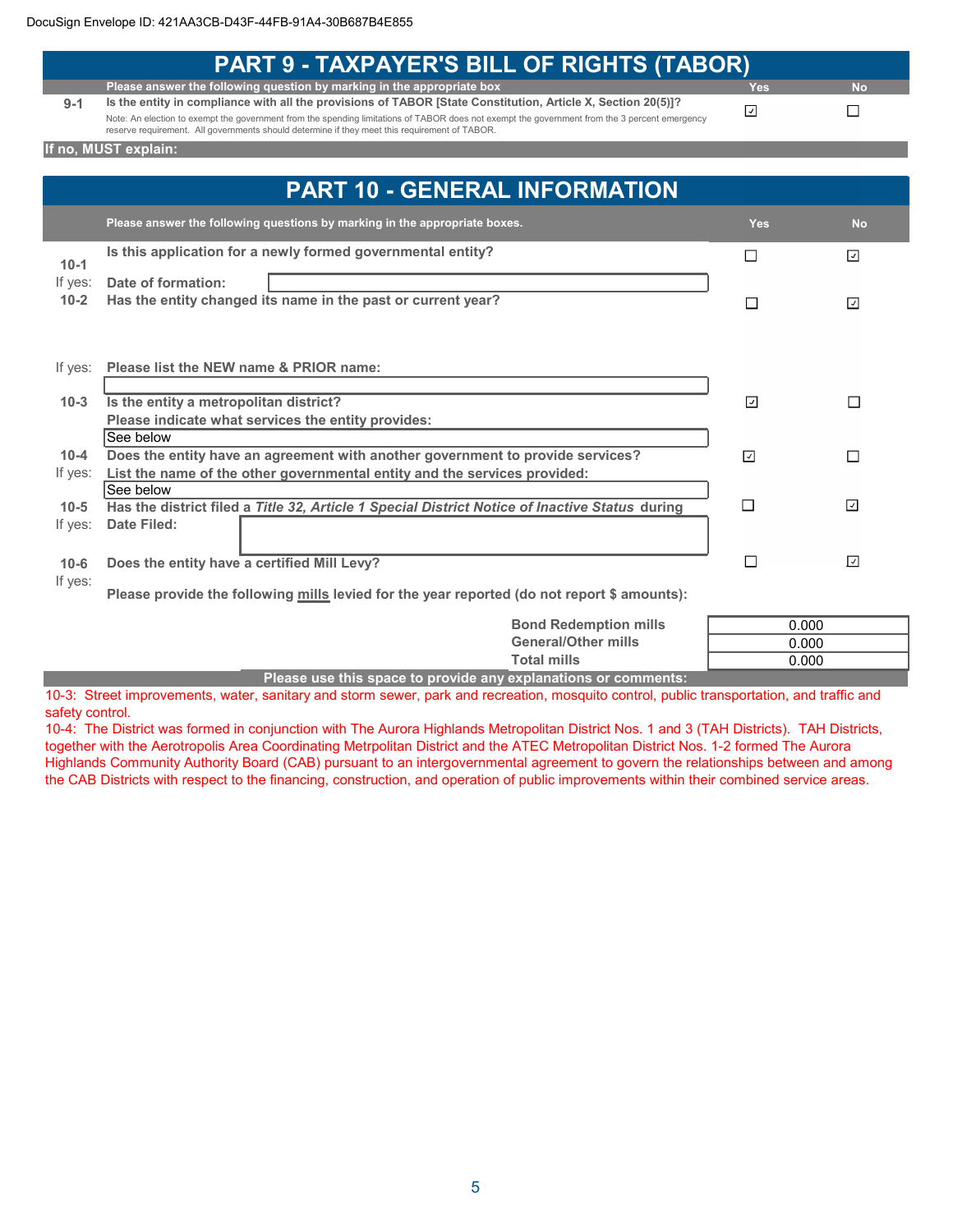DocuSign Envelope ID: 421AA3CB-D43F-44FB-91A4-30B687B4E855

# PART 9 - TAXPAYER'S BILL OF RIGHTS (TABOR)

| | Please answer the following question by marking in the appropriate box | Yes | No |
|---|---|---|---|
| 9-1 | Is the entity in compliance with all the provisions of TABOR [State Constitution, Article X, Section 20(5)]?<br>Note: An election to exempt the government from the spending limitations of TABOR does not exempt the government from the 3 percent emergency reserve requirement. All governments should determine if they meet this requirement of TABOR. | ☑ | ☐ |

**If no, MUST explain:**

# PART 10 - GENERAL INFORMATION

| | Please answer the following questions by marking in the appropriate boxes. | Yes | No |
|---|---|---|---|
| 10-1 | Is this application for a newly formed governmental entity? | ☐ | ☑ |
| If yes: | Date of formation: | | |
| 10-2 | Has the entity changed its name in the past or current year? | ☐ | ☑ |
| If yes: | Please list the NEW name & PRIOR name: | | |
| 10-3 | Is the entity a metropolitan district? | ☑ | ☐ |
| | Please indicate what services the entity provides: See below | | |
| 10-4 | Does the entity have an agreement with another government to provide services? | ☑ | ☐ |
| If yes: | List the name of the other governmental entity and the services provided: See below | | |
| 10-5 | Has the district filed a *Title 32, Article 1 Special District Notice of Inactive Status* during | ☐ | ☑ |
| If yes: | Date Filed: | | |
| 10-6 | Does the entity have a certified Mill Levy? | ☐ | ☑ |
| If yes: | Please provide the following mills levied for the year reported (do not report $ amounts): | | |

| | |
|---|---|
| Bond Redemption mills | 0.000 |
| General/Other mills | 0.000 |
| Total mills | 0.000 |

**Please use this space to provide any explanations or comments:**

10-3: Street improvements, water, sanitary and storm sewer, park and recreation, mosquito control, public transportation, and traffic and safety control.

10-4: The District was formed in conjunction with The Aurora Highlands Metropolitan District Nos. 1 and 3 (TAH Districts). TAH Districts, together with the Aerotropolis Area Coordinating Metrpolitan District and the ATEC Metropolitan District Nos. 1-2 formed The Aurora Highlands Community Authority Board (CAB) pursuant to an intergovernmental agreement to govern the relationships between and among the CAB Districts with respect to the financing, construction, and operation of public improvements within their combined service areas.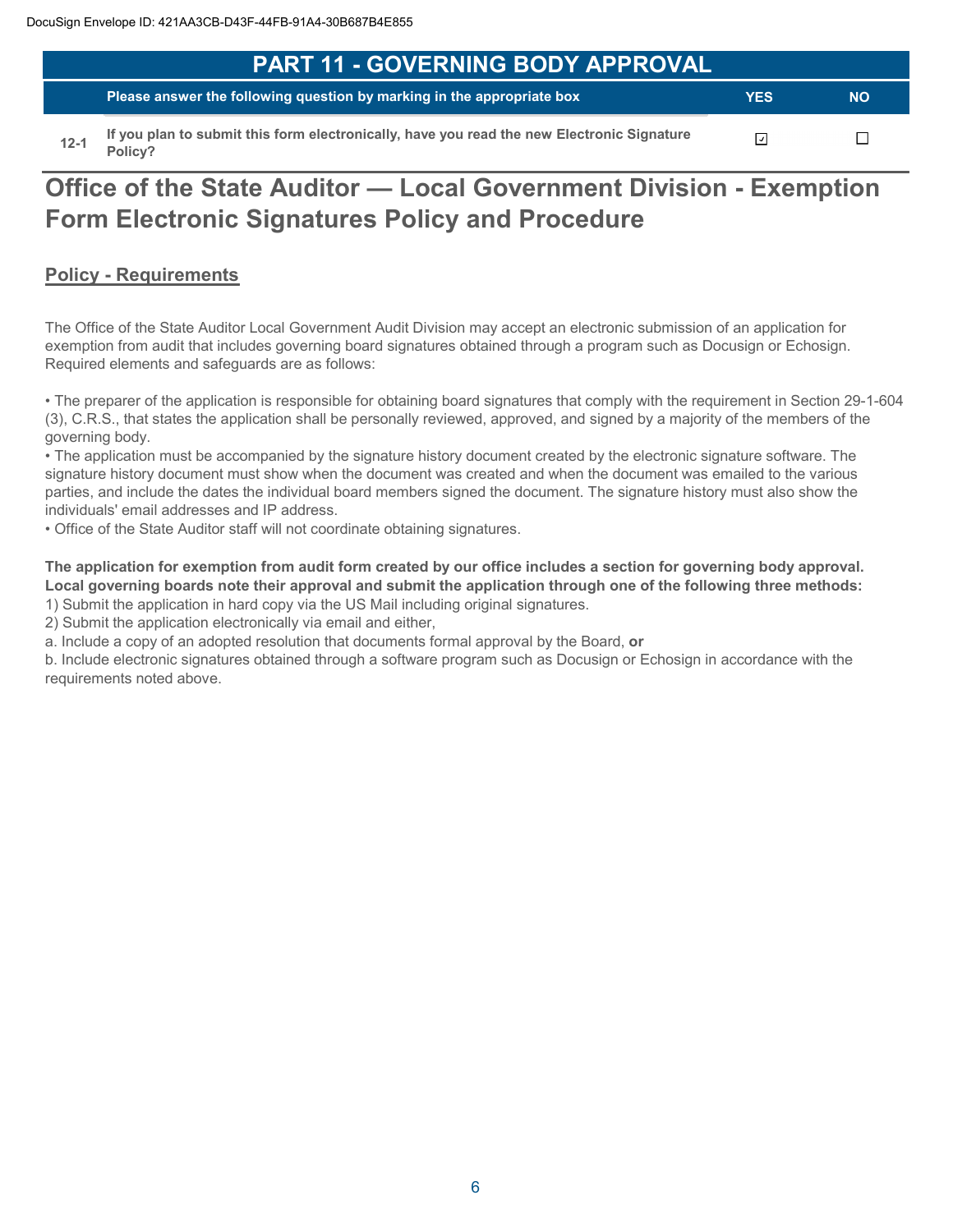# PART 11 - GOVERNING BODY APPROVAL

| | Please answer the following question by marking in the appropriate box | YES | NO |
|---|---|---|---|
| 12-1 | If you plan to submit this form electronically, have you read the new Electronic Signature Policy? | ☑ | ☐ |

# Office of the State Auditor — Local Government Division - Exemption Form Electronic Signatures Policy and Procedure

## Policy - Requirements

The Office of the State Auditor Local Government Audit Division may accept an electronic submission of an application for exemption from audit that includes governing board signatures obtained through a program such as Docusign or Echosign. Required elements and safeguards are as follows:

• The preparer of the application is responsible for obtaining board signatures that comply with the requirement in Section 29-1-604 (3), C.R.S., that states the application shall be personally reviewed, approved, and signed by a majority of the members of the governing body.

• The application must be accompanied by the signature history document created by the electronic signature software. The signature history document must show when the document was created and when the document was emailed to the various parties, and include the dates the individual board members signed the document. The signature history must also show the individuals' email addresses and IP address.

• Office of the State Auditor staff will not coordinate obtaining signatures.

**The application for exemption from audit form created by our office includes a section for governing body approval. Local governing boards note their approval and submit the application through one of the following three methods:**

1) Submit the application in hard copy via the US Mail including original signatures.

2) Submit the application electronically via email and either,

a. Include a copy of an adopted resolution that documents formal approval by the Board, **or**

b. Include electronic signatures obtained through a software program such as Docusign or Echosign in accordance with the requirements noted above.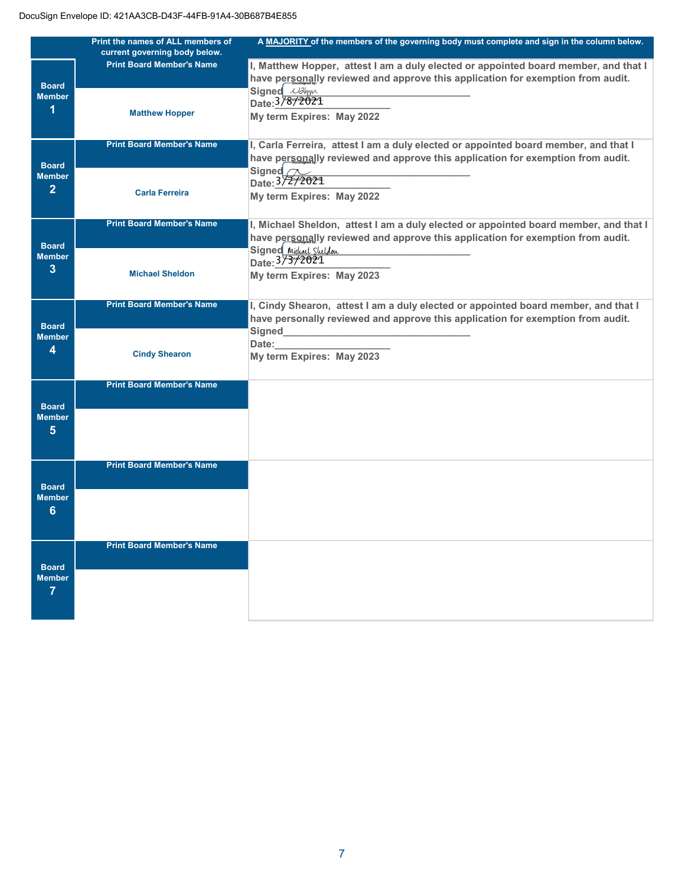DocuSign Envelope ID: 421AA3CB-D43F-44FB-91A4-30B687B4E855

| | Print the names of ALL members of current governing body below. | A MAJORITY of the members of the governing body must complete and sign in the column below. |
|---|---|---|
| **Board Member 1** | Print Board Member's Name<br>Matthew Hopper | I, Matthew Hopper, attest I am a duly elected or appointed board member, and that I have personally reviewed and approve this application for exemption from audit.<br>Signed [signature]<br>Date: 3/8/2021<br>My term Expires: May 2022 |
| **Board Member 2** | Print Board Member's Name<br>Carla Ferreira | I, Carla Ferreira, attest I am a duly elected or appointed board member, and that I have personally reviewed and approve this application for exemption from audit.<br>Signed [signature]<br>Date: 3/2/2021<br>My term Expires: May 2022 |
| **Board Member 3** | Print Board Member's Name<br>Michael Sheldon | I, Michael Sheldon, attest I am a duly elected or appointed board member, and that I have personally reviewed and approve this application for exemption from audit.<br>Signed [signature]<br>Date: 3/3/2021<br>My term Expires: May 2023 |
| **Board Member 4** | Print Board Member's Name<br>Cindy Shearon | I, Cindy Shearon, attest I am a duly elected or appointed board member, and that I have personally reviewed and approve this application for exemption from audit.<br>Signed________________<br>Date:________________<br>My term Expires: May 2023 |
| **Board Member 5** | Print Board Member's Name | |
| **Board Member 6** | Print Board Member's Name | |
| **Board Member 7** | Print Board Member's Name | |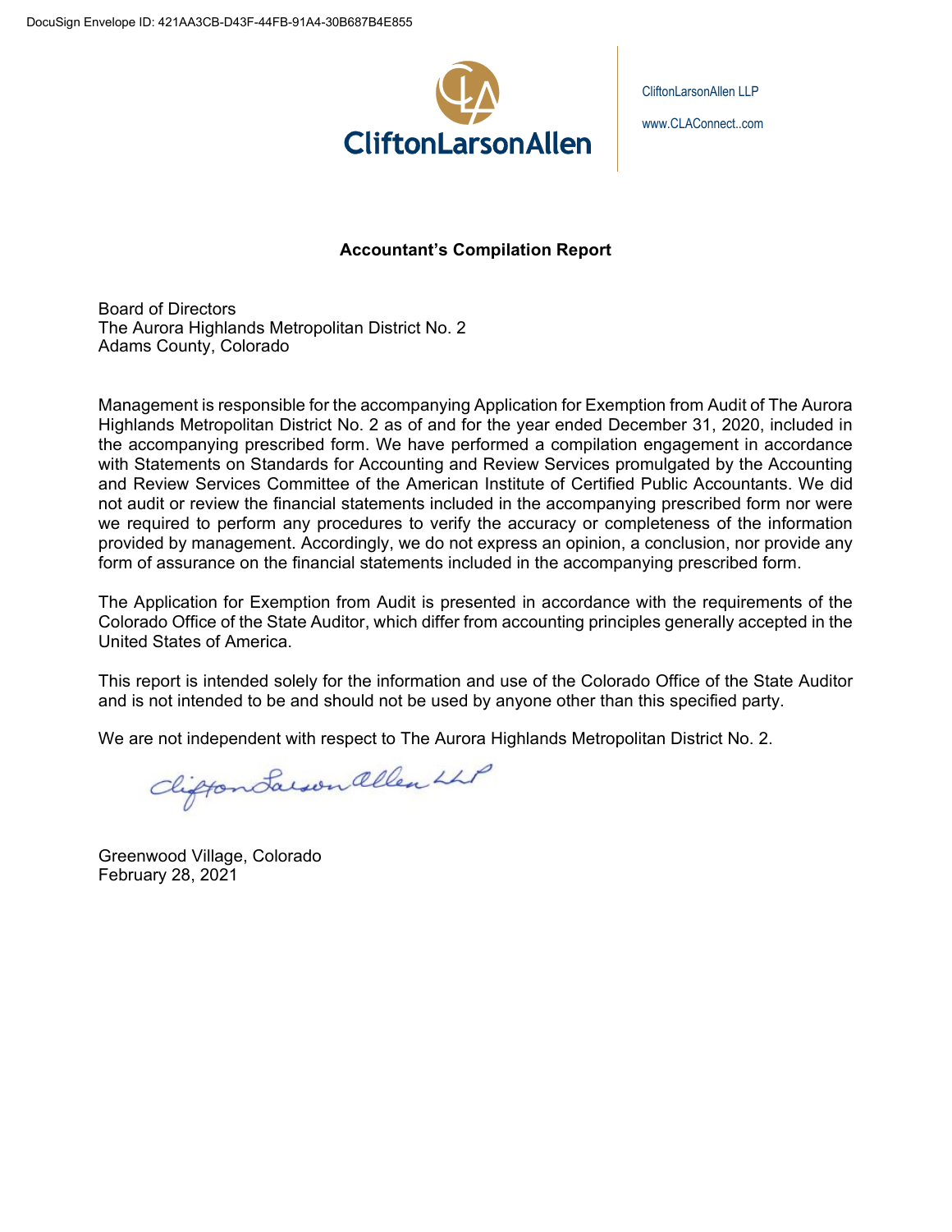DocuSign Envelope ID: 421AA3CB-D43F-44FB-91A4-30B687B4E855

CliftonLarsonAllen

CliftonLarsonAllen LLP

www.CLAConnect..com

## Accountant's Compilation Report

Board of Directors
The Aurora Highlands Metropolitan District No. 2
Adams County, Colorado

Management is responsible for the accompanying Application for Exemption from Audit of The Aurora Highlands Metropolitan District No. 2 as of and for the year ended December 31, 2020, included in the accompanying prescribed form. We have performed a compilation engagement in accordance with Statements on Standards for Accounting and Review Services promulgated by the Accounting and Review Services Committee of the American Institute of Certified Public Accountants. We did not audit or review the financial statements included in the accompanying prescribed form nor were we required to perform any procedures to verify the accuracy or completeness of the information provided by management. Accordingly, we do not express an opinion, a conclusion, nor provide any form of assurance on the financial statements included in the accompanying prescribed form.

The Application for Exemption from Audit is presented in accordance with the requirements of the Colorado Office of the State Auditor, which differ from accounting principles generally accepted in the United States of America.

This report is intended solely for the information and use of the Colorado Office of the State Auditor and is not intended to be and should not be used by anyone other than this specified party.

We are not independent with respect to The Aurora Highlands Metropolitan District No. 2.

CliftonLarsonAllen LLP

Greenwood Village, Colorado
February 28, 2021